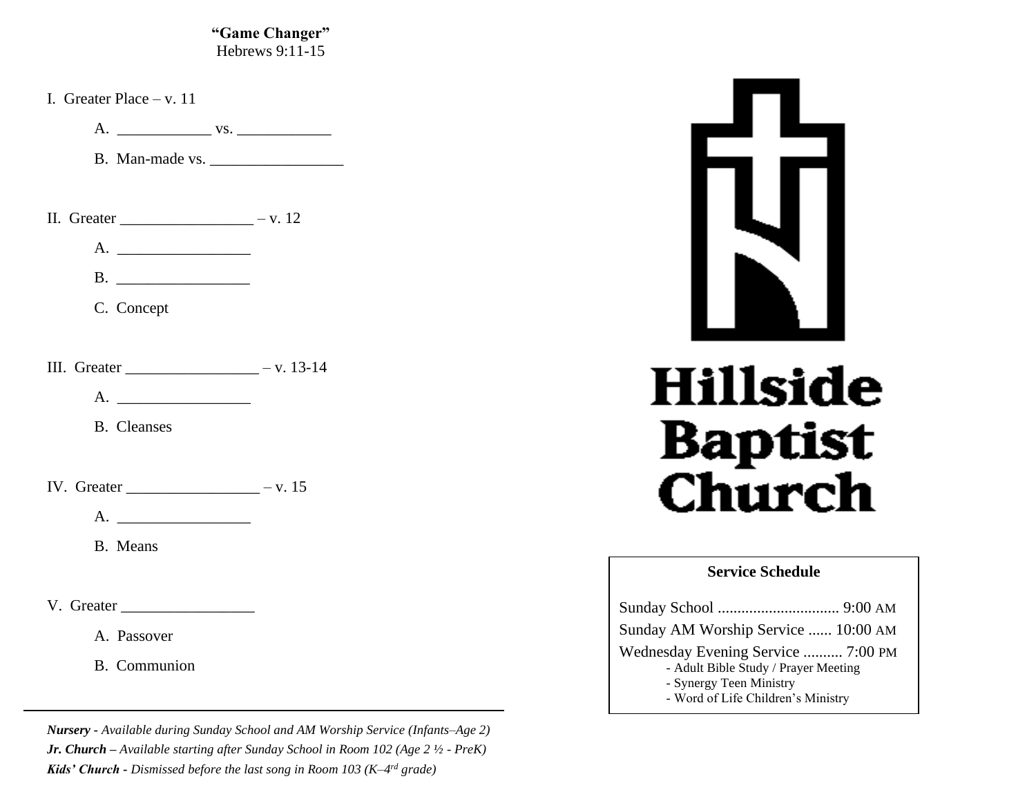**"Game Changer"**
Hebrews 9:11-15

I. Greater Place – v. 11

A. ____________ vs. ____________

B. Man-made vs. _________________

II. Greater _________________ – v. 12

A. _________________

B. _________________

C. Concept

III. Greater _________________ – v. 13-14

A. _________________

B. Cleanses

IV. Greater _________________ – v. 15

A. _________________

B. Means

V. Greater _________________

A. Passover

B. Communion

---

***Nursery*** *- Available during Sunday School and AM Worship Service (Infants–Age 2)*
***Jr. Church*** *– Available starting after Sunday School in Room 102 (Age 2 ½ - PreK)*
***Kids' Church*** *- Dismissed before the last song in Room 103 (K–4th grade)*

# Hillside Baptist Church

**Service Schedule**

Sunday School .............................. 9:00 AM
Sunday AM Worship Service ...... 10:00 AM
Wednesday Evening Service .......... 7:00 PM
- Adult Bible Study / Prayer Meeting
- Synergy Teen Ministry
- Word of Life Children's Ministry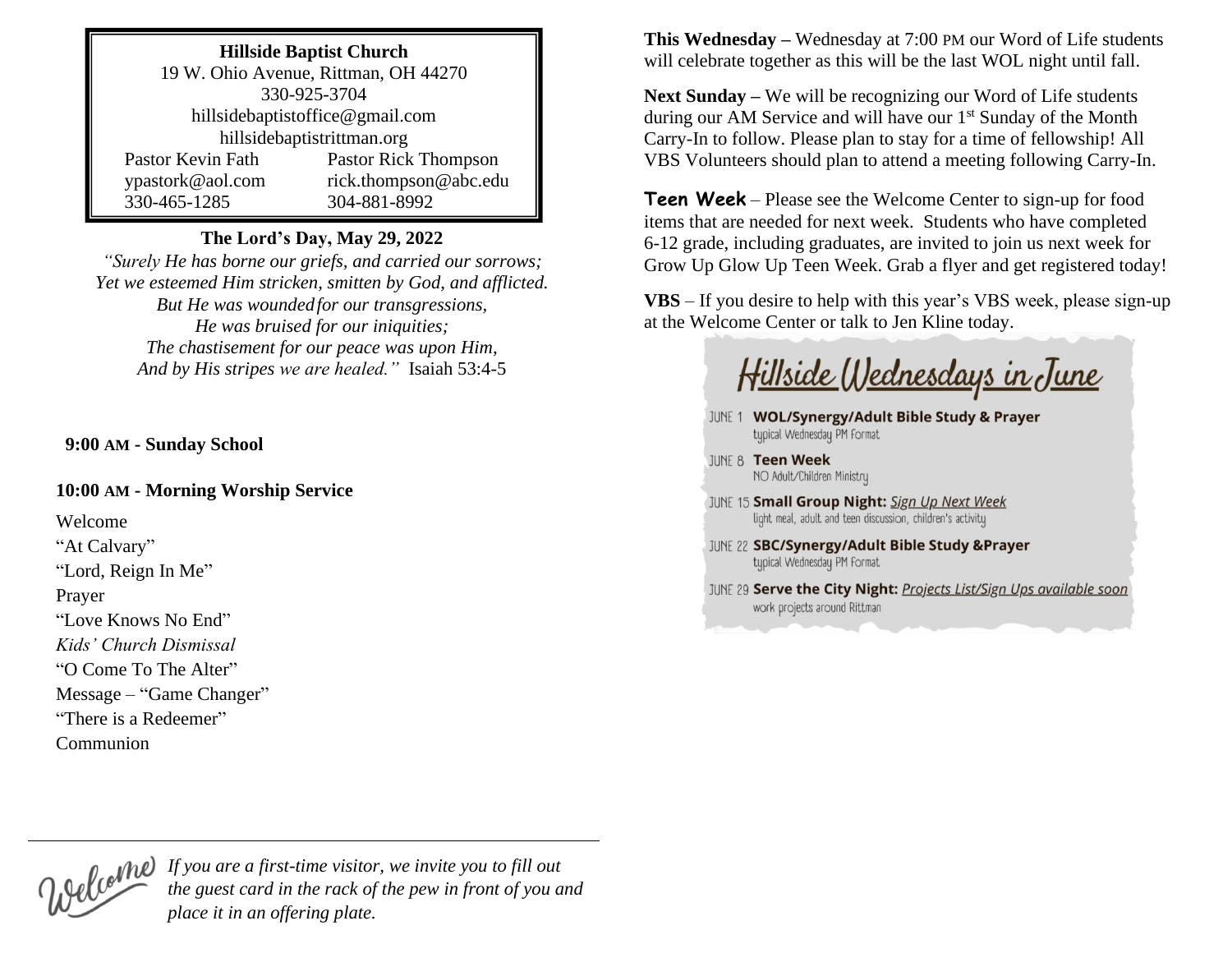**Hillside Baptist Church**
19 W. Ohio Avenue, Rittman, OH 44270
330-925-3704
hillsidebaptistoffice@gmail.com
hillsidebaptistrittman.org

| | |
|---|---|
| Pastor Kevin Fath | Pastor Rick Thompson |
| ypastork@aol.com | rick.thompson@abc.edu |
| 330-465-1285 | 304-881-8992 |

**The Lord's Day, May 29, 2022**

*"Surely He has borne our griefs, and carried our sorrows;*
*Yet we esteemed Him stricken, smitten by God, and afflicted.*
*But He was wounded for our transgressions,*
*He was bruised for our iniquities;*
*The chastisement for our peace was upon Him,*
*And by His stripes we are healed."* Isaiah 53:4-5

**9:00 AM - Sunday School**

**10:00 AM - Morning Worship Service**

Welcome
"At Calvary"
"Lord, Reign In Me"
Prayer
"Love Knows No End"
*Kids' Church Dismissal*
"O Come To The Alter"
Message – "Game Changer"
"There is a Redeemer"
Communion

Welcome *If you are a first-time visitor, we invite you to fill out the guest card in the rack of the pew in front of you and place it in an offering plate.*

**This Wednesday –** Wednesday at 7:00 PM our Word of Life students will celebrate together as this will be the last WOL night until fall.

**Next Sunday –** We will be recognizing our Word of Life students during our AM Service and will have our 1st Sunday of the Month Carry-In to follow. Please plan to stay for a time of fellowship! All VBS Volunteers should plan to attend a meeting following Carry-In.

**Teen Week** – Please see the Welcome Center to sign-up for food items that are needed for next week. Students who have completed 6-12 grade, including graduates, are invited to join us next week for Grow Up Glow Up Teen Week. Grab a flyer and get registered today!

**VBS** – If you desire to help with this year's VBS week, please sign-up at the Welcome Center or talk to Jen Kline today.

## Hillside Wednesdays in June

JUNE 1 **WOL/Synergy/Adult Bible Study & Prayer**
typical Wednesday PM Format

JUNE 8 **Teen Week**
NO Adult/Children Ministry

JUNE 15 **Small Group Night:** ***Sign Up Next Week***
light meal, adult and teen discussion, children's activity

JUNE 22 **SBC/Synergy/Adult Bible Study &Prayer**
typical Wednesday PM Format

JUNE 29 **Serve the City Night:** ***Projects List/Sign Ups available soon***
work projects around Rittman